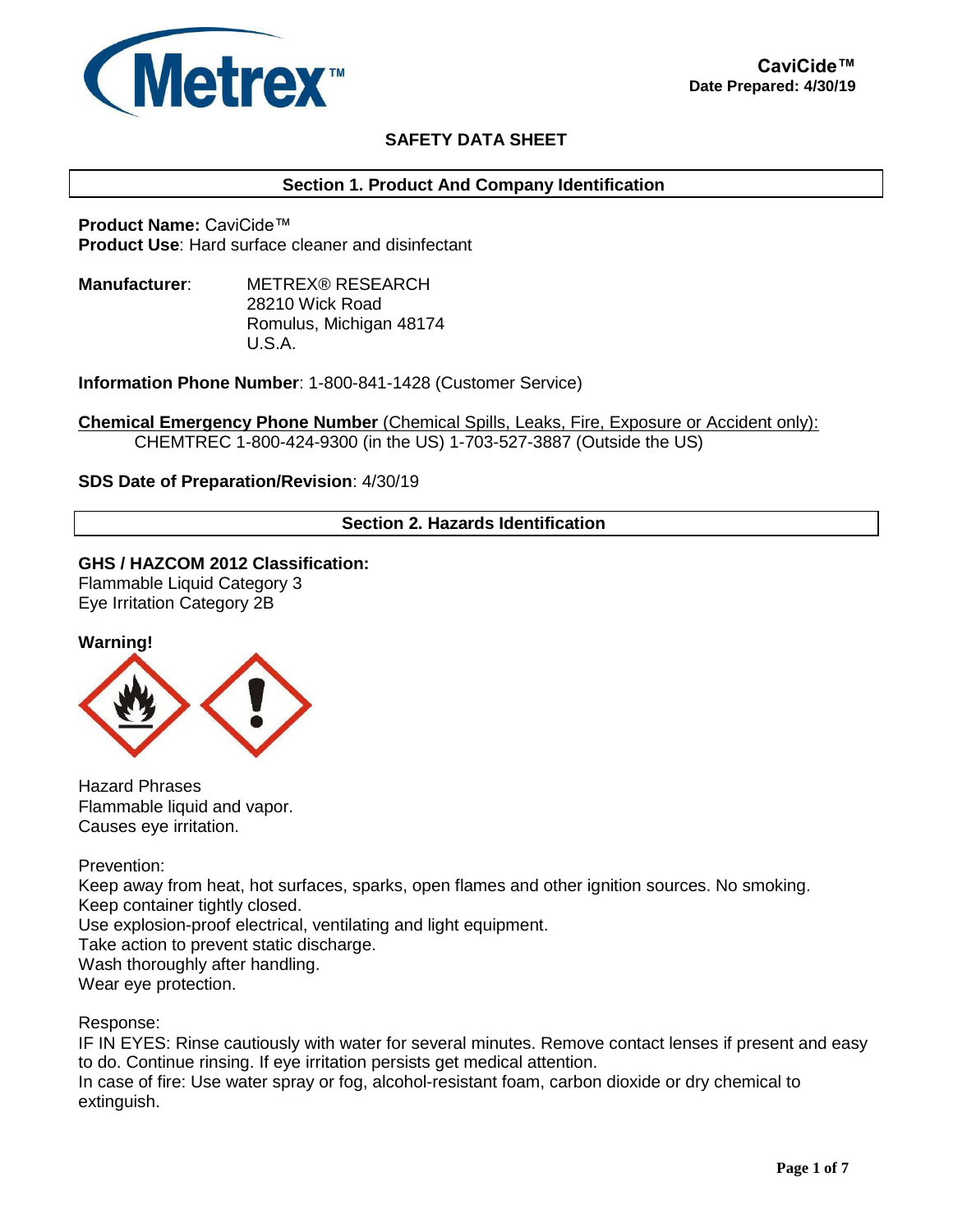Metrex™

**CaviCide™**
**Date Prepared: 4/30/19**

# SAFETY DATA SHEET

## Section 1. Product And Company Identification

**Product Name:** CaviCide™
**Product Use**: Hard surface cleaner and disinfectant

**Manufacturer**: METREX® RESEARCH
28210 Wick Road
Romulus, Michigan 48174
U.S.A.

**Information Phone Number**: 1-800-841-1428 (Customer Service)

**Chemical Emergency Phone Number** (Chemical Spills, Leaks, Fire, Exposure or Accident only):
CHEMTREC 1-800-424-9300 (in the US) 1-703-527-3887 (Outside the US)

**SDS Date of Preparation/Revision**: 4/30/19

## Section 2. Hazards Identification

**GHS / HAZCOM 2012 Classification:**
Flammable Liquid Category 3
Eye Irritation Category 2B

**Warning!**

Hazard Phrases
Flammable liquid and vapor.
Causes eye irritation.

Prevention:
Keep away from heat, hot surfaces, sparks, open flames and other ignition sources. No smoking.
Keep container tightly closed.
Use explosion-proof electrical, ventilating and light equipment.
Take action to prevent static discharge.
Wash thoroughly after handling.
Wear eye protection.

Response:
IF IN EYES: Rinse cautiously with water for several minutes. Remove contact lenses if present and easy to do. Continue rinsing. If eye irritation persists get medical attention.
In case of fire: Use water spray or fog, alcohol-resistant foam, carbon dioxide or dry chemical to extinguish.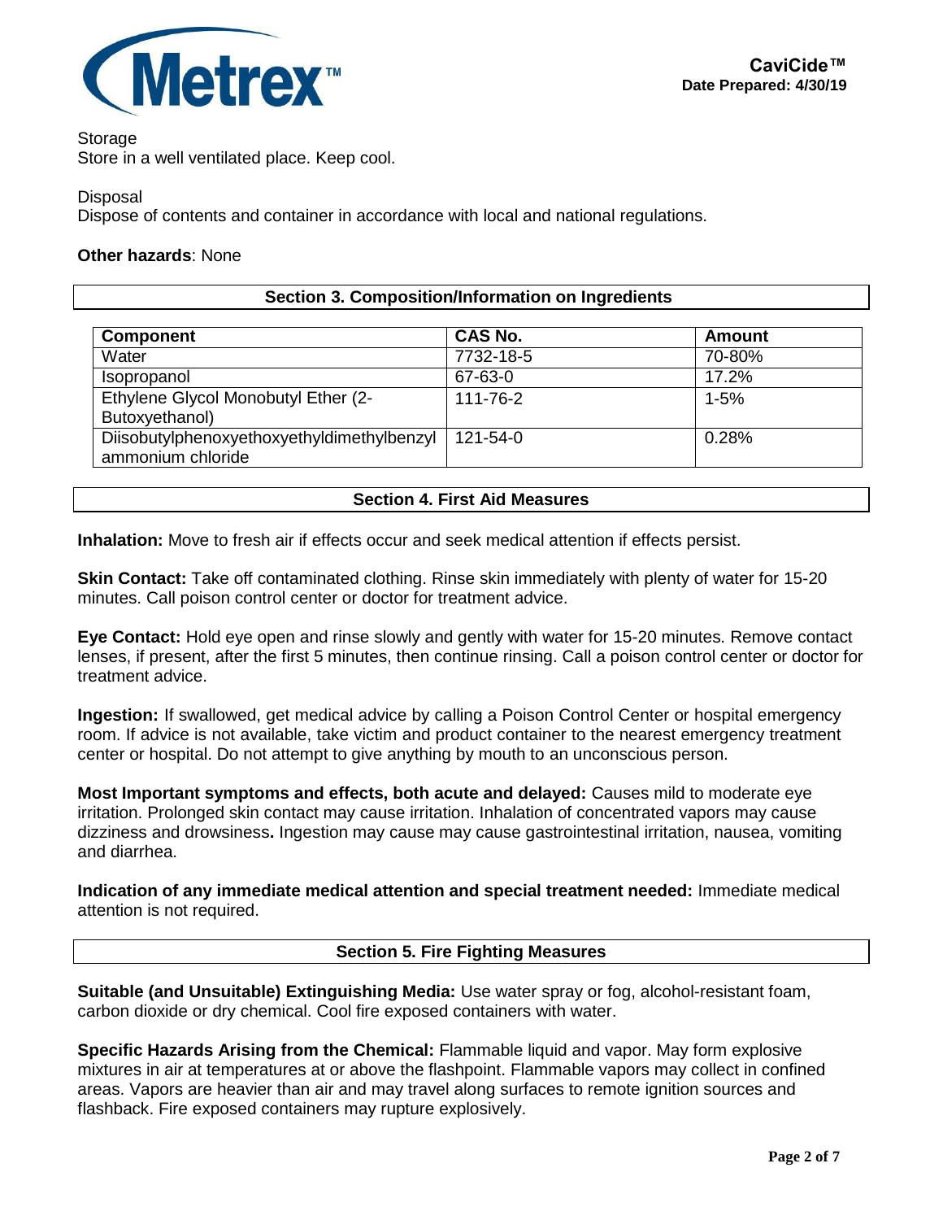Storage
Store in a well ventilated place. Keep cool.

Disposal
Dispose of contents and container in accordance with local and national regulations.

**Other hazards**: None

## Section 3. Composition/Information on Ingredients

| Component | CAS No. | Amount |
|---|---|---|
| Water | 7732-18-5 | 70-80% |
| Isopropanol | 67-63-0 | 17.2% |
| Ethylene Glycol Monobutyl Ether (2-Butoxyethanol) | 111-76-2 | 1-5% |
| Diisobutylphenoxyethoxyethyldimethylbenzyl ammonium chloride | 121-54-0 | 0.28% |

## Section 4. First Aid Measures

**Inhalation:** Move to fresh air if effects occur and seek medical attention if effects persist.

**Skin Contact:** Take off contaminated clothing. Rinse skin immediately with plenty of water for 15-20 minutes. Call poison control center or doctor for treatment advice.

**Eye Contact:** Hold eye open and rinse slowly and gently with water for 15-20 minutes. Remove contact lenses, if present, after the first 5 minutes, then continue rinsing. Call a poison control center or doctor for treatment advice.

**Ingestion:** If swallowed, get medical advice by calling a Poison Control Center or hospital emergency room. If advice is not available, take victim and product container to the nearest emergency treatment center or hospital. Do not attempt to give anything by mouth to an unconscious person.

**Most Important symptoms and effects, both acute and delayed:** Causes mild to moderate eye irritation. Prolonged skin contact may cause irritation. Inhalation of concentrated vapors may cause dizziness and drowsiness**.** Ingestion may cause may cause gastrointestinal irritation, nausea, vomiting and diarrhea.

**Indication of any immediate medical attention and special treatment needed:** Immediate medical attention is not required.

## Section 5. Fire Fighting Measures

**Suitable (and Unsuitable) Extinguishing Media:** Use water spray or fog, alcohol-resistant foam, carbon dioxide or dry chemical. Cool fire exposed containers with water.

**Specific Hazards Arising from the Chemical:** Flammable liquid and vapor. May form explosive mixtures in air at temperatures at or above the flashpoint. Flammable vapors may collect in confined areas. Vapors are heavier than air and may travel along surfaces to remote ignition sources and flashback. Fire exposed containers may rupture explosively.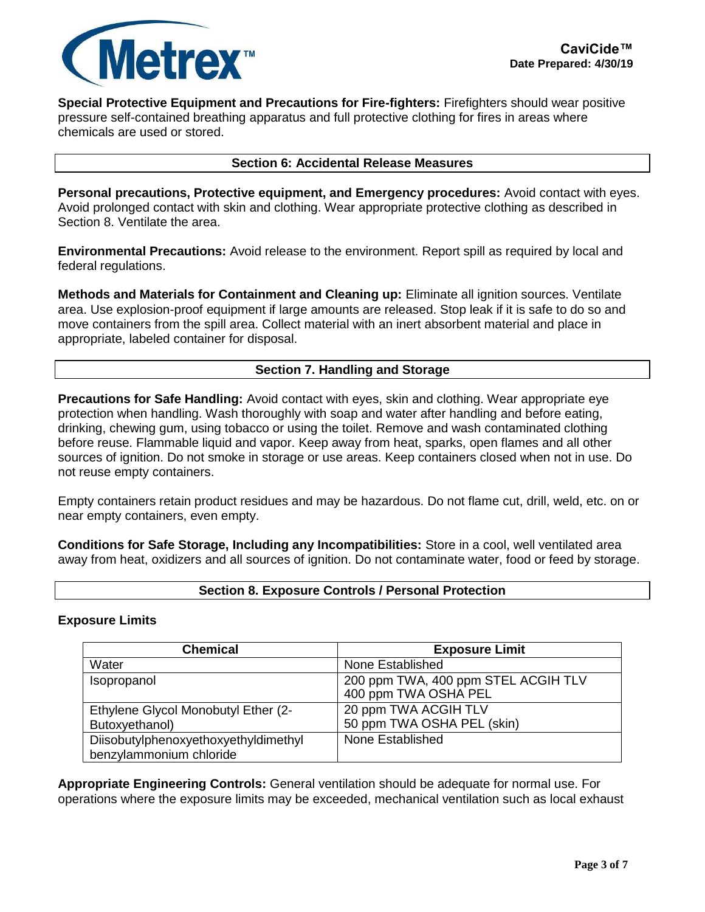**Special Protective Equipment and Precautions for Fire-fighters:** Firefighters should wear positive pressure self-contained breathing apparatus and full protective clothing for fires in areas where chemicals are used or stored.

## Section 6: Accidental Release Measures

**Personal precautions, Protective equipment, and Emergency procedures:** Avoid contact with eyes. Avoid prolonged contact with skin and clothing. Wear appropriate protective clothing as described in Section 8. Ventilate the area.

**Environmental Precautions:** Avoid release to the environment. Report spill as required by local and federal regulations.

**Methods and Materials for Containment and Cleaning up:** Eliminate all ignition sources. Ventilate area. Use explosion-proof equipment if large amounts are released. Stop leak if it is safe to do so and move containers from the spill area. Collect material with an inert absorbent material and place in appropriate, labeled container for disposal.

## Section 7. Handling and Storage

**Precautions for Safe Handling:** Avoid contact with eyes, skin and clothing. Wear appropriate eye protection when handling. Wash thoroughly with soap and water after handling and before eating, drinking, chewing gum, using tobacco or using the toilet. Remove and wash contaminated clothing before reuse. Flammable liquid and vapor. Keep away from heat, sparks, open flames and all other sources of ignition. Do not smoke in storage or use areas. Keep containers closed when not in use. Do not reuse empty containers.

Empty containers retain product residues and may be hazardous. Do not flame cut, drill, weld, etc. on or near empty containers, even empty.

**Conditions for Safe Storage, Including any Incompatibilities:** Store in a cool, well ventilated area away from heat, oxidizers and all sources of ignition. Do not contaminate water, food or feed by storage.

## Section 8. Exposure Controls / Personal Protection

**Exposure Limits**

| Chemical | Exposure Limit |
|---|---|
| Water | None Established |
| Isopropanol | 200 ppm TWA, 400 ppm STEL ACGIH TLV<br>400 ppm TWA OSHA PEL |
| Ethylene Glycol Monobutyl Ether (2-Butoxyethanol) | 20 ppm TWA ACGIH TLV<br>50 ppm TWA OSHA PEL (skin) |
| Diisobutylphenoxyethyldimethyl benzylammonium chloride | None Established |

**Appropriate Engineering Controls:** General ventilation should be adequate for normal use. For operations where the exposure limits may be exceeded, mechanical ventilation such as local exhaust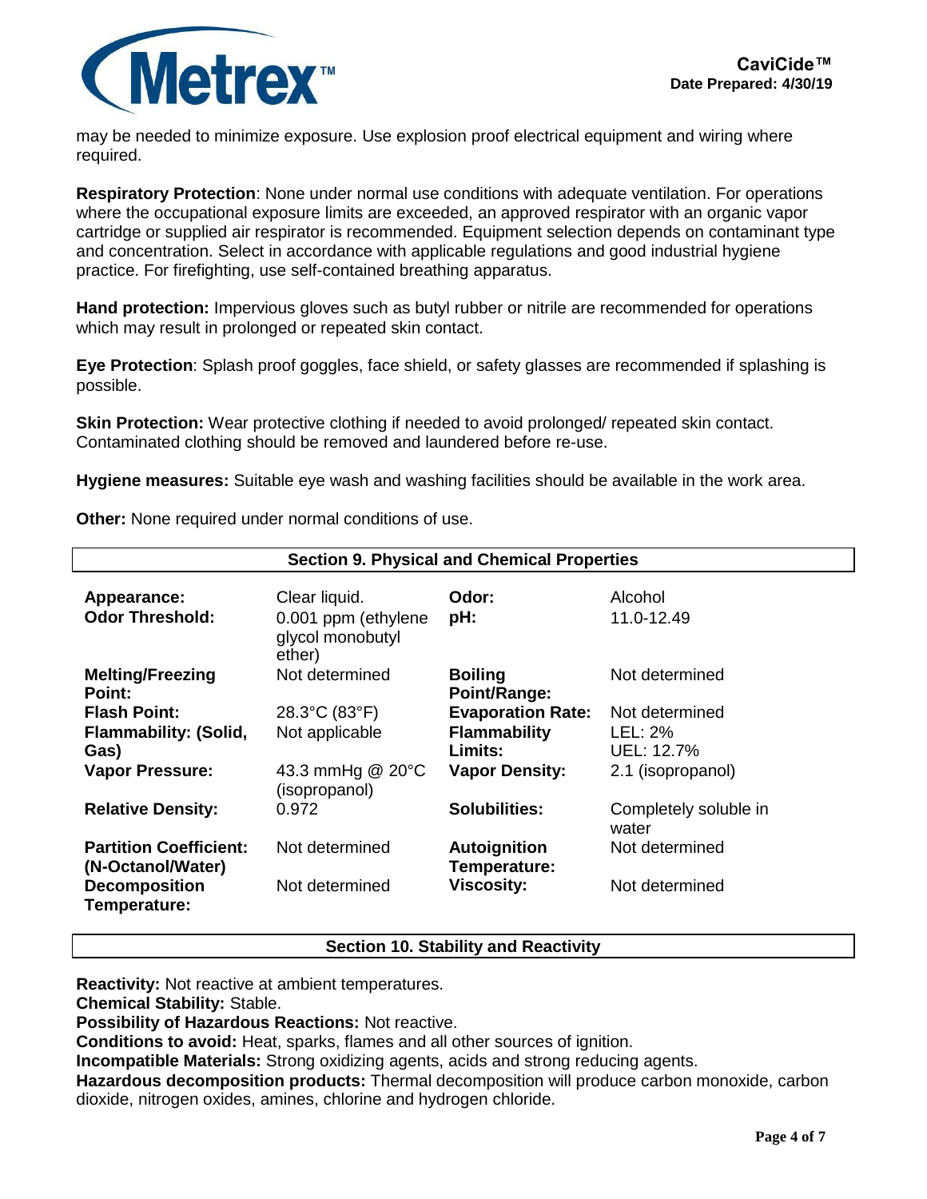may be needed to minimize exposure. Use explosion proof electrical equipment and wiring where required.

**Respiratory Protection**: None under normal use conditions with adequate ventilation. For operations where the occupational exposure limits are exceeded, an approved respirator with an organic vapor cartridge or supplied air respirator is recommended. Equipment selection depends on contaminant type and concentration. Select in accordance with applicable regulations and good industrial hygiene practice. For firefighting, use self-contained breathing apparatus.

**Hand protection:** Impervious gloves such as butyl rubber or nitrile are recommended for operations which may result in prolonged or repeated skin contact.

**Eye Protection**: Splash proof goggles, face shield, or safety glasses are recommended if splashing is possible.

**Skin Protection:** Wear protective clothing if needed to avoid prolonged/ repeated skin contact. Contaminated clothing should be removed and laundered before re-use.

**Hygiene measures:** Suitable eye wash and washing facilities should be available in the work area.

**Other:** None required under normal conditions of use.

## Section 9. Physical and Chemical Properties

| | | | |
|---|---|---|---|
| **Appearance:** | Clear liquid. | **Odor:** | Alcohol |
| **Odor Threshold:** | 0.001 ppm (ethylene glycol monobutyl ether) | **pH:** | 11.0-12.49 |
| **Melting/Freezing Point:** | Not determined | **Boiling Point/Range:** | Not determined |
| **Flash Point:** | 28.3°C (83°F) | **Evaporation Rate:** | Not determined |
| **Flammability: (Solid, Gas)** | Not applicable | **Flammability Limits:** | LEL: 2% UEL: 12.7% |
| **Vapor Pressure:** | 43.3 mmHg @ 20°C (isopropanol) | **Vapor Density:** | 2.1 (isopropanol) |
| **Relative Density:** | 0.972 | **Solubilities:** | Completely soluble in water |
| **Partition Coefficient: (N-Octanol/Water)** | Not determined | **Autoignition Temperature:** | Not determined |
| **Decomposition Temperature:** | Not determined | **Viscosity:** | Not determined |

## Section 10. Stability and Reactivity

**Reactivity:** Not reactive at ambient temperatures.
**Chemical Stability:** Stable.
**Possibility of Hazardous Reactions:** Not reactive.
**Conditions to avoid:** Heat, sparks, flames and all other sources of ignition.
**Incompatible Materials:** Strong oxidizing agents, acids and strong reducing agents.
**Hazardous decomposition products:** Thermal decomposition will produce carbon monoxide, carbon dioxide, nitrogen oxides, amines, chlorine and hydrogen chloride.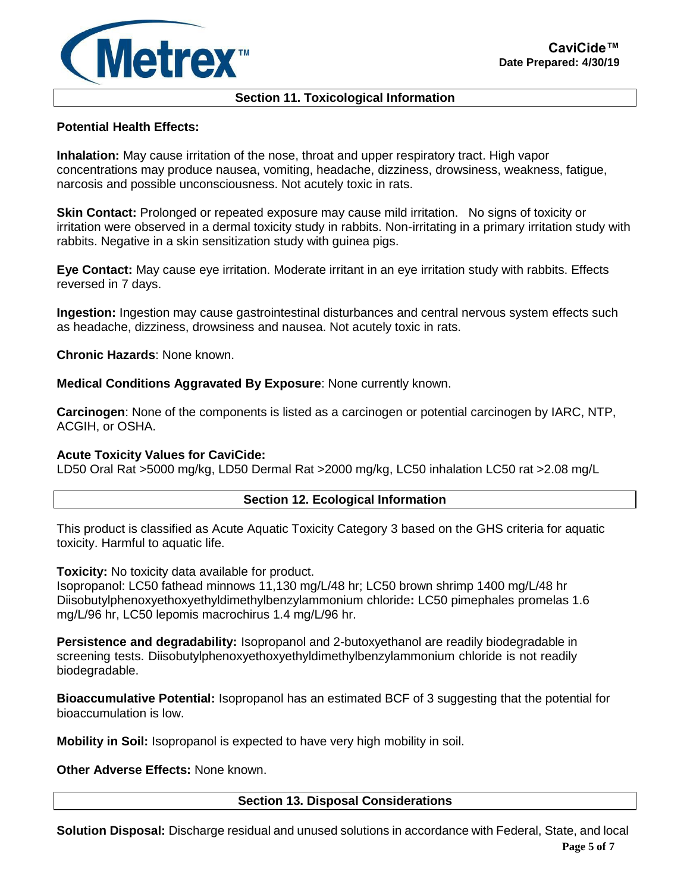## Section 11. Toxicological Information

**Potential Health Effects:**

**Inhalation:** May cause irritation of the nose, throat and upper respiratory tract. High vapor concentrations may produce nausea, vomiting, headache, dizziness, drowsiness, weakness, fatigue, narcosis and possible unconsciousness. Not acutely toxic in rats.

**Skin Contact:** Prolonged or repeated exposure may cause mild irritation. No signs of toxicity or irritation were observed in a dermal toxicity study in rabbits. Non-irritating in a primary irritation study with rabbits. Negative in a skin sensitization study with guinea pigs.

**Eye Contact:** May cause eye irritation. Moderate irritant in an eye irritation study with rabbits. Effects reversed in 7 days.

**Ingestion:** Ingestion may cause gastrointestinal disturbances and central nervous system effects such as headache, dizziness, drowsiness and nausea. Not acutely toxic in rats.

**Chronic Hazards**: None known.

**Medical Conditions Aggravated By Exposure**: None currently known.

**Carcinogen**: None of the components is listed as a carcinogen or potential carcinogen by IARC, NTP, ACGIH, or OSHA.

**Acute Toxicity Values for CaviCide:**
LD50 Oral Rat >5000 mg/kg, LD50 Dermal Rat >2000 mg/kg, LC50 inhalation LC50 rat >2.08 mg/L

## Section 12. Ecological Information

This product is classified as Acute Aquatic Toxicity Category 3 based on the GHS criteria for aquatic toxicity. Harmful to aquatic life.

**Toxicity:** No toxicity data available for product.
Isopropanol: LC50 fathead minnows 11,130 mg/L/48 hr; LC50 brown shrimp 1400 mg/L/48 hr
Diisobutylphenoxyethoxyethyldimethylbenzylammonium chloride**:** LC50 pimephales promelas 1.6 mg/L/96 hr, LC50 lepomis macrochirus 1.4 mg/L/96 hr.

**Persistence and degradability:** Isopropanol and 2-butoxyethanol are readily biodegradable in screening tests. Diisobutylphenoxyethoxyethyldimethylbenzylammonium chloride is not readily biodegradable.

**Bioaccumulative Potential:** Isopropanol has an estimated BCF of 3 suggesting that the potential for bioaccumulation is low.

**Mobility in Soil:** Isopropanol is expected to have very high mobility in soil.

**Other Adverse Effects:** None known.

## Section 13. Disposal Considerations

**Solution Disposal:** Discharge residual and unused solutions in accordance with Federal, State, and local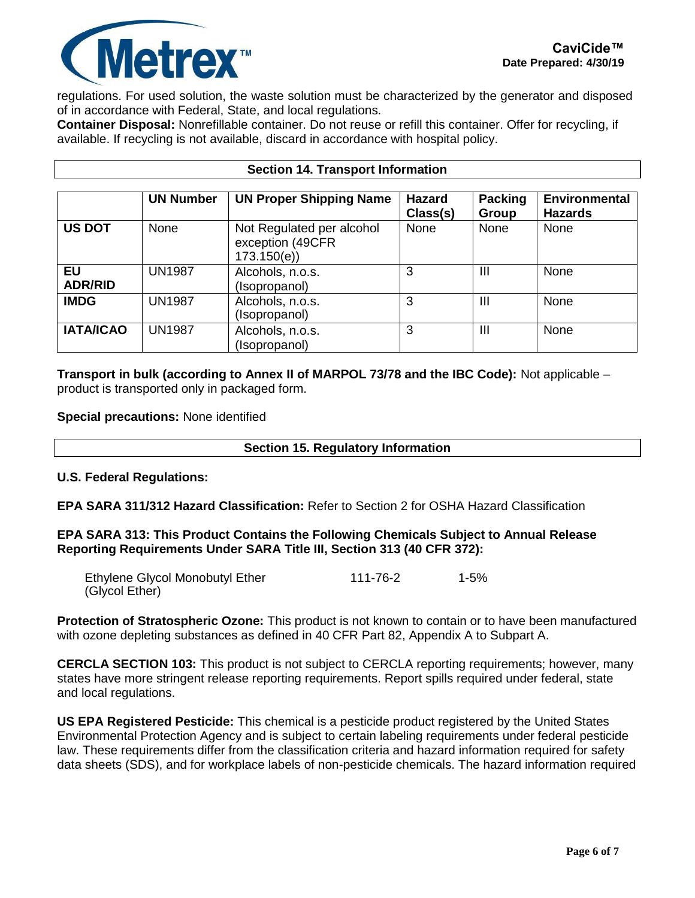regulations. For used solution, the waste solution must be characterized by the generator and disposed of in accordance with Federal, State, and local regulations.

**Container Disposal:** Nonrefillable container. Do not reuse or refill this container. Offer for recycling, if available. If recycling is not available, discard in accordance with hospital policy.

## Section 14. Transport Information

| | UN Number | UN Proper Shipping Name | Hazard Class(s) | Packing Group | Environmental Hazards |
|---|---|---|---|---|---|
| **US DOT** | None | Not Regulated per alcohol exception (49CFR 173.150(e)) | None | None | None |
| **EU ADR/RID** | UN1987 | Alcohols, n.o.s. (Isopropanol) | 3 | III | None |
| **IMDG** | UN1987 | Alcohols, n.o.s. (Isopropanol) | 3 | III | None |
| **IATA/ICAO** | UN1987 | Alcohols, n.o.s. (Isopropanol) | 3 | III | None |

**Transport in bulk (according to Annex II of MARPOL 73/78 and the IBC Code):** Not applicable – product is transported only in packaged form.

**Special precautions:** None identified

## Section 15. Regulatory Information

**U.S. Federal Regulations:**

**EPA SARA 311/312 Hazard Classification:** Refer to Section 2 for OSHA Hazard Classification

**EPA SARA 313: This Product Contains the Following Chemicals Subject to Annual Release Reporting Requirements Under SARA Title III, Section 313 (40 CFR 372):**

| | | |
|---|---|---|
| Ethylene Glycol Monobutyl Ether (Glycol Ether) | 111-76-2 | 1-5% |

**Protection of Stratospheric Ozone:** This product is not known to contain or to have been manufactured with ozone depleting substances as defined in 40 CFR Part 82, Appendix A to Subpart A.

**CERCLA SECTION 103:** This product is not subject to CERCLA reporting requirements; however, many states have more stringent release reporting requirements. Report spills required under federal, state and local regulations.

**US EPA Registered Pesticide:** This chemical is a pesticide product registered by the United States Environmental Protection Agency and is subject to certain labeling requirements under federal pesticide law. These requirements differ from the classification criteria and hazard information required for safety data sheets (SDS), and for workplace labels of non-pesticide chemicals. The hazard information required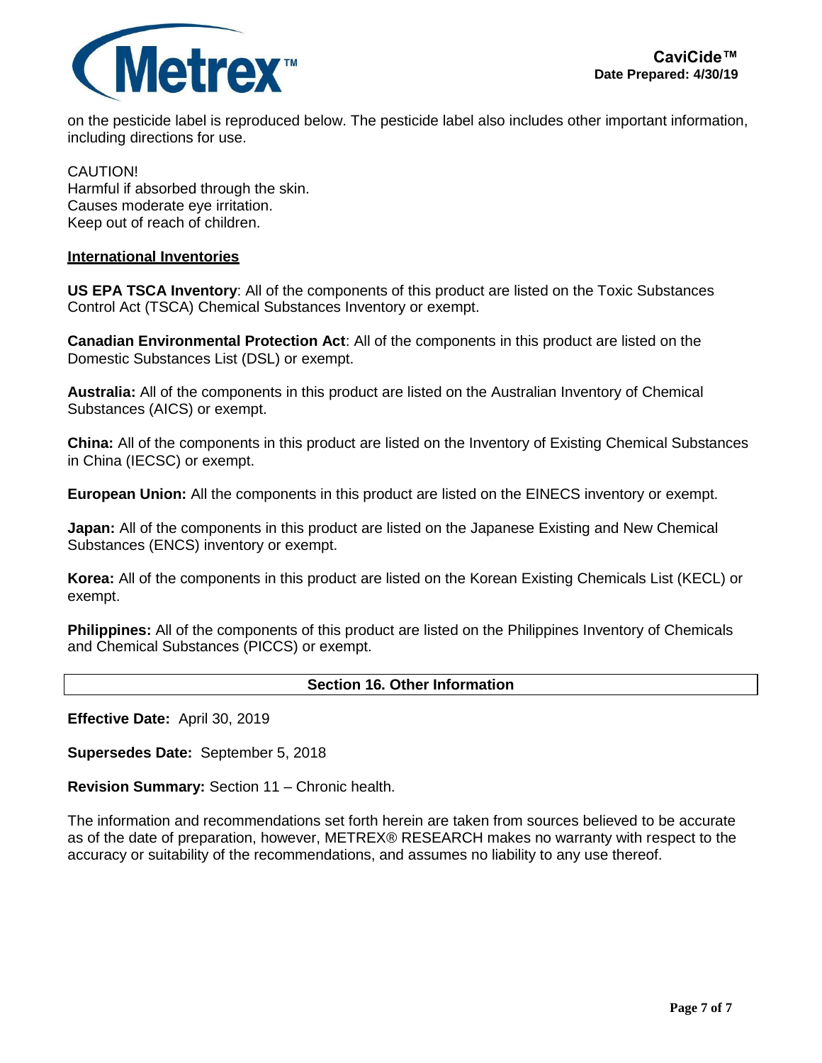on the pesticide label is reproduced below. The pesticide label also includes other important information, including directions for use.

CAUTION!
Harmful if absorbed through the skin.
Causes moderate eye irritation.
Keep out of reach of children.

**International Inventories**

**US EPA TSCA Inventory**: All of the components of this product are listed on the Toxic Substances Control Act (TSCA) Chemical Substances Inventory or exempt.

**Canadian Environmental Protection Act**: All of the components in this product are listed on the Domestic Substances List (DSL) or exempt.

**Australia:** All of the components in this product are listed on the Australian Inventory of Chemical Substances (AICS) or exempt.

**China:** All of the components in this product are listed on the Inventory of Existing Chemical Substances in China (IECSC) or exempt.

**European Union:** All the components in this product are listed on the EINECS inventory or exempt.

**Japan:** All of the components in this product are listed on the Japanese Existing and New Chemical Substances (ENCS) inventory or exempt.

**Korea:** All of the components in this product are listed on the Korean Existing Chemicals List (KECL) or exempt.

**Philippines:** All of the components of this product are listed on the Philippines Inventory of Chemicals and Chemical Substances (PICCS) or exempt.

## Section 16. Other Information

**Effective Date:** April 30, 2019

**Supersedes Date:** September 5, 2018

**Revision Summary:** Section 11 – Chronic health.

The information and recommendations set forth herein are taken from sources believed to be accurate as of the date of preparation, however, METREX® RESEARCH makes no warranty with respect to the accuracy or suitability of the recommendations, and assumes no liability to any use thereof.